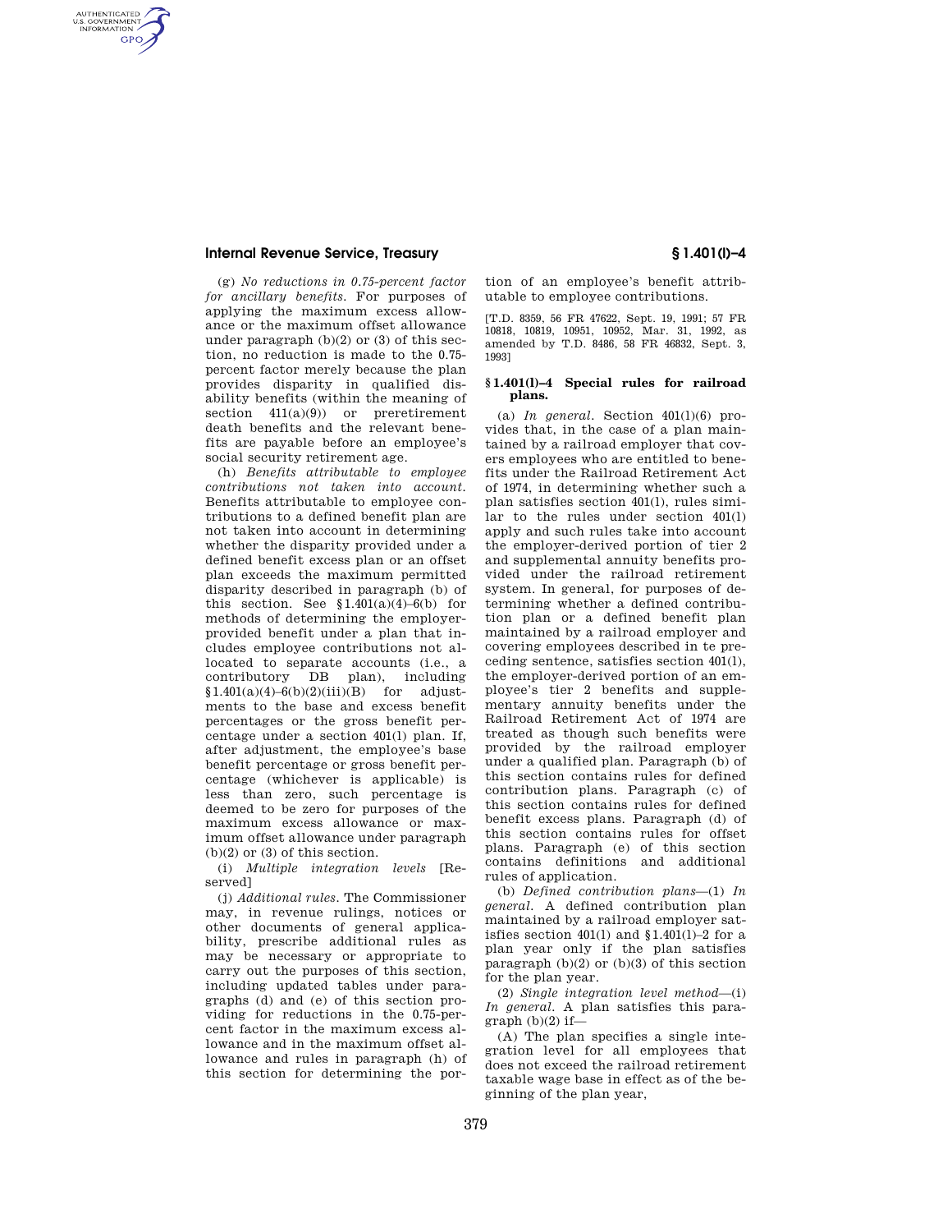(g) *No reductions in 0.75-percent factor for ancillary benefits.* For purposes of applying the maximum excess allowance or the maximum offset allowance under paragraph (b)(2) or (3) of this section, no reduction is made to the 0.75-percent factor merely because the plan provides disparity in qualified disability benefits (within the meaning of section 411(a)(9)) or preretirement death benefits and the relevant benefits are payable before an employee's social security retirement age.

(h) *Benefits attributable to employee contributions not taken into account.* Benefits attributable to employee contributions to a defined benefit plan are not taken into account in determining whether the disparity provided under a defined benefit excess plan or an offset plan exceeds the maximum permitted disparity described in paragraph (b) of this section. See §1.401(a)(4)–6(b) for methods of determining the employer-provided benefit under a plan that includes employee contributions not allocated to separate accounts (i.e., a contributory DB plan), including §1.401(a)(4)–6(b)(2)(iii)(B) for adjustments to the base and excess benefit percentages or the gross benefit percentage under a section 401(l) plan. If, after adjustment, the employee's base benefit percentage or gross benefit percentage (whichever is applicable) is less than zero, such percentage is deemed to be zero for purposes of the maximum excess allowance or maximum offset allowance under paragraph (b)(2) or (3) of this section.

(i) *Multiple integration levels* [Reserved]

(j) *Additional rules.* The Commissioner may, in revenue rulings, notices or other documents of general applicability, prescribe additional rules as may be necessary or appropriate to carry out the purposes of this section, including updated tables under paragraphs (d) and (e) of this section providing for reductions in the 0.75-percent factor in the maximum excess allowance and in the maximum offset allowance and rules in paragraph (h) of this section for determining the portion of an employee's benefit attributable to employee contributions.

[T.D. 8359, 56 FR 47622, Sept. 19, 1991; 57 FR 10818, 10819, 10951, 10952, Mar. 31, 1992, as amended by T.D. 8486, 58 FR 46832, Sept. 3, 1993]

## §1.401(l)–4 Special rules for railroad plans.

(a) *In general.* Section 401(l)(6) provides that, in the case of a plan maintained by a railroad employer that covers employees who are entitled to benefits under the Railroad Retirement Act of 1974, in determining whether such a plan satisfies section 401(l), rules similar to the rules under section 401(l) apply and such rules take into account the employer-derived portion of tier 2 and supplemental annuity benefits provided under the railroad retirement system. In general, for purposes of determining whether a defined contribution plan or a defined benefit plan maintained by a railroad employer and covering employees described in te preceding sentence, satisfies section 401(l), the employer-derived portion of an employee's tier 2 benefits and supplementary annuity benefits under the Railroad Retirement Act of 1974 are treated as though such benefits were provided by the railroad employer under a qualified plan. Paragraph (b) of this section contains rules for defined contribution plans. Paragraph (c) of this section contains rules for defined benefit excess plans. Paragraph (d) of this section contains rules for offset plans. Paragraph (e) of this section contains definitions and additional rules of application.

(b) *Defined contribution plans*—(1) *In general.* A defined contribution plan maintained by a railroad employer satisfies section 401(l) and §1.401(l)–2 for a plan year only if the plan satisfies paragraph (b)(2) or (b)(3) of this section for the plan year.

(2) *Single integration level method*—(i) *In general.* A plan satisfies this paragraph (b)(2) if—

(A) The plan specifies a single integration level for all employees that does not exceed the railroad retirement taxable wage base in effect as of the beginning of the plan year,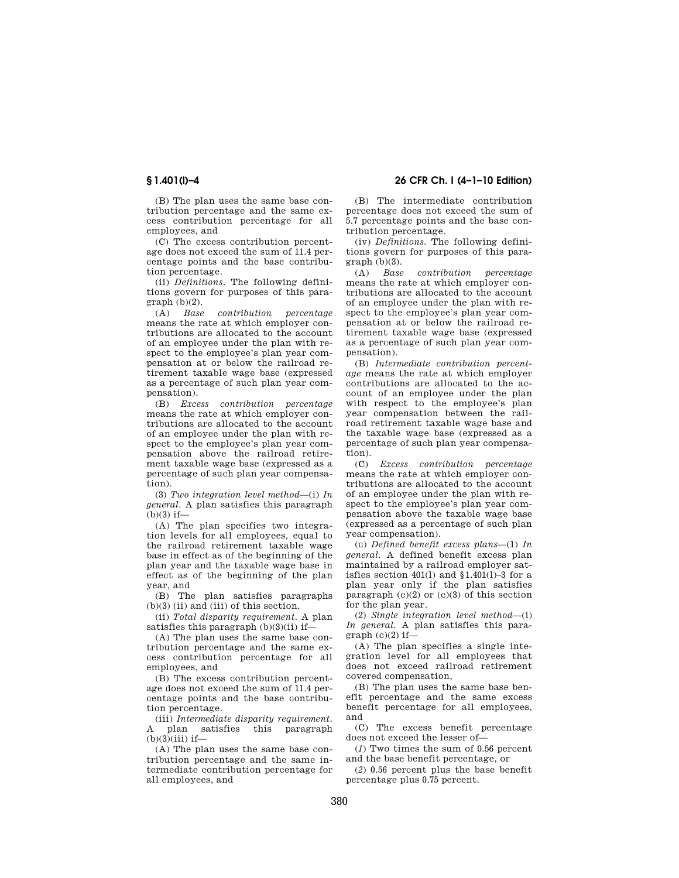(B) The plan uses the same base contribution percentage and the same excess contribution percentage for all employees, and

(C) The excess contribution percentage does not exceed the sum of 11.4 percentage points and the base contribution percentage.

(ii) *Definitions.* The following definitions govern for purposes of this paragraph (b)(2).

(A) *Base contribution percentage* means the rate at which employer contributions are allocated to the account of an employee under the plan with respect to the employee's plan year compensation at or below the railroad retirement taxable wage base (expressed as a percentage of such plan year compensation).

(B) *Excess contribution percentage* means the rate at which employer contributions are allocated to the account of an employee under the plan with respect to the employee's plan year compensation above the railroad retirement taxable wage base (expressed as a percentage of such plan year compensation).

(3) *Two integration level method*—(i) *In general.* A plan satisfies this paragraph (b)(3) if—

(A) The plan specifies two integration levels for all employees, equal to the railroad retirement taxable wage base in effect as of the beginning of the plan year and the taxable wage base in effect as of the beginning of the plan year, and

(B) The plan satisfies paragraphs (b)(3) (ii) and (iii) of this section.

(ii) *Total disparity requirement.* A plan satisfies this paragraph (b)(3)(ii) if—

(A) The plan uses the same base contribution percentage and the same excess contribution percentage for all employees, and

(B) The excess contribution percentage does not exceed the sum of 11.4 percentage points and the base contribution percentage.

(iii) *Intermediate disparity requirement.* A plan satisfies this paragraph (b)(3)(iii) if—

(A) The plan uses the same base contribution percentage and the same intermediate contribution percentage for all employees, and

(B) The intermediate contribution percentage does not exceed the sum of 5.7 percentage points and the base contribution percentage.

(iv) *Definitions.* The following definitions govern for purposes of this paragraph (b)(3).

(A) *Base contribution percentage* means the rate at which employer contributions are allocated to the account of an employee under the plan with respect to the employee's plan year compensation at or below the railroad retirement taxable wage base (expressed as a percentage of such plan year compensation).

(B) *Intermediate contribution percentage* means the rate at which employer contributions are allocated to the account of an employee under the plan with respect to the employee's plan year compensation between the railroad retirement taxable wage base and the taxable wage base (expressed as a percentage of such plan year compensation).

(C) *Excess contribution percentage* means the rate at which employer contributions are allocated to the account of an employee under the plan with respect to the employee's plan year compensation above the taxable wage base (expressed as a percentage of such plan year compensation).

(c) *Defined benefit excess plans*—(1) *In general.* A defined benefit excess plan maintained by a railroad employer satisfies section 401(l) and §1.401(l)–3 for a plan year only if the plan satisfies paragraph (c)(2) or (c)(3) of this section for the plan year.

(2) *Single integration level method*—(i) *In general.* A plan satisfies this paragraph (c)(2) if—

(A) The plan specifies a single integration level for all employees that does not exceed railroad retirement covered compensation,

(B) The plan uses the same base benefit percentage and the same excess benefit percentage for all employees, and

(C) The excess benefit percentage does not exceed the lesser of—

(*1*) Two times the sum of 0.56 percent and the base benefit percentage, or

(*2*) 0.56 percent plus the base benefit percentage plus 0.75 percent.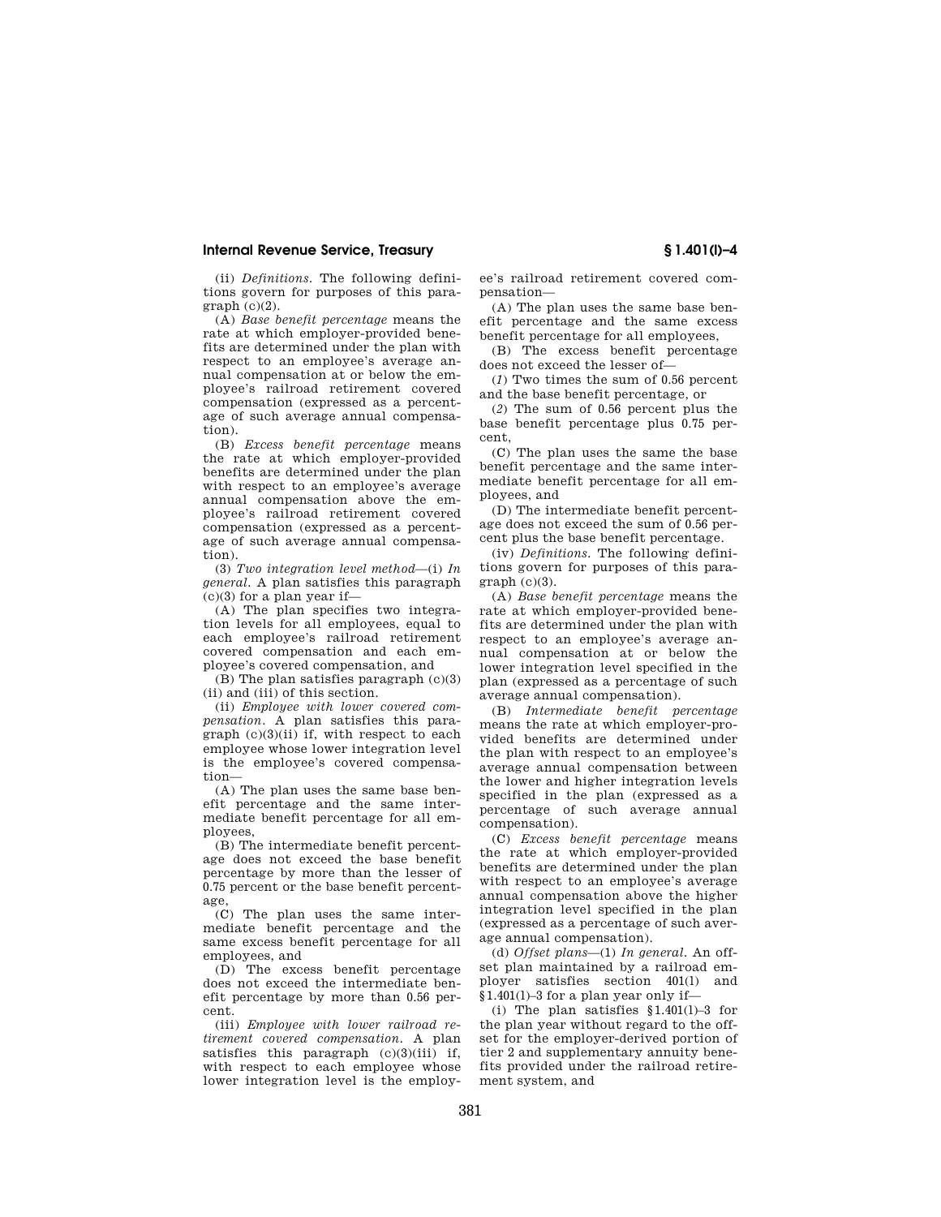(ii) *Definitions.* The following definitions govern for purposes of this paragraph (c)(2).

(A) *Base benefit percentage* means the rate at which employer-provided benefits are determined under the plan with respect to an employee's average annual compensation at or below the employee's railroad retirement covered compensation (expressed as a percentage of such average annual compensation).

(B) *Excess benefit percentage* means the rate at which employer-provided benefits are determined under the plan with respect to an employee's average annual compensation above the employee's railroad retirement covered compensation (expressed as a percentage of such average annual compensation).

(3) *Two integration level method*—(i) *In general.* A plan satisfies this paragraph (c)(3) for a plan year if—

(A) The plan specifies two integration levels for all employees, equal to each employee's railroad retirement covered compensation and each employee's covered compensation, and

(B) The plan satisfies paragraph (c)(3) (ii) and (iii) of this section.

(ii) *Employee with lower covered compensation.* A plan satisfies this paragraph (c)(3)(ii) if, with respect to each employee whose lower integration level is the employee's covered compensation—

(A) The plan uses the same base benefit percentage and the same intermediate benefit percentage for all employees,

(B) The intermediate benefit percentage does not exceed the base benefit percentage by more than the lesser of 0.75 percent or the base benefit percentage,

(C) The plan uses the same intermediate benefit percentage and the same excess benefit percentage for all employees, and

(D) The excess benefit percentage does not exceed the intermediate benefit percentage by more than 0.56 percent.

(iii) *Employee with lower railroad retirement covered compensation.* A plan satisfies this paragraph (c)(3)(iii) if, with respect to each employee whose lower integration level is the employee's railroad retirement covered compensation—

(A) The plan uses the same base benefit percentage and the same excess benefit percentage for all employees,

(B) The excess benefit percentage does not exceed the lesser of—

(*1*) Two times the sum of 0.56 percent and the base benefit percentage, or

(*2*) The sum of 0.56 percent plus the base benefit percentage plus 0.75 percent,

(C) The plan uses the same the base benefit percentage and the same intermediate benefit percentage for all employees, and

(D) The intermediate benefit percentage does not exceed the sum of 0.56 percent plus the base benefit percentage.

(iv) *Definitions.* The following definitions govern for purposes of this paragraph (c)(3).

(A) *Base benefit percentage* means the rate at which employer-provided benefits are determined under the plan with respect to an employee's average annual compensation at or below the lower integration level specified in the plan (expressed as a percentage of such average annual compensation).

(B) *Intermediate benefit percentage* means the rate at which employer-provided benefits are determined under the plan with respect to an employee's average annual compensation between the lower and higher integration levels specified in the plan (expressed as a percentage of such average annual compensation).

(C) *Excess benefit percentage* means the rate at which employer-provided benefits are determined under the plan with respect to an employee's average annual compensation above the higher integration level specified in the plan (expressed as a percentage of such average annual compensation).

(d) *Offset plans*—(1) *In general.* An offset plan maintained by a railroad employer satisfies section 401(l) and §1.401(l)–3 for a plan year only if—

(i) The plan satisfies §1.401(l)–3 for the plan year without regard to the offset for the employer-derived portion of tier 2 and supplementary annuity benefits provided under the railroad retirement system, and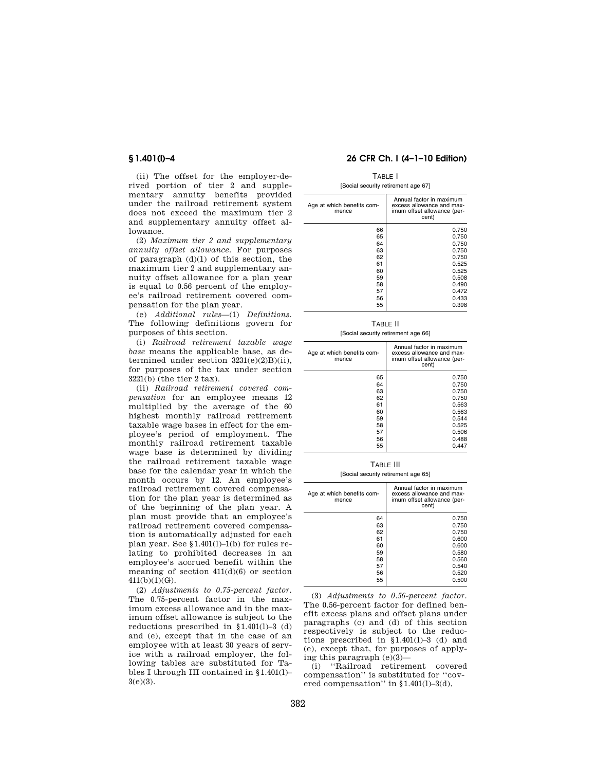(ii) The offset for the employer-derived portion of tier 2 and supplementary annuity benefits provided under the railroad retirement system does not exceed the maximum tier 2 and supplementary annuity offset allowance.

(2) *Maximum tier 2 and supplementary annuity offset allowance.* For purposes of paragraph (d)(1) of this section, the maximum tier 2 and supplementary annuity offset allowance for a plan year is equal to 0.56 percent of the employee's railroad retirement covered compensation for the plan year.

(e) *Additional rules*—(1) *Definitions.* The following definitions govern for purposes of this section.

(i) *Railroad retirement taxable wage base* means the applicable base, as determined under section 3231(e)(2)B)(ii), for purposes of the tax under section 3221(b) (the tier 2 tax).

(ii) *Railroad retirement covered compensation* for an employee means 12 multiplied by the average of the 60 highest monthly railroad retirement taxable wage bases in effect for the employee's period of employment. The monthly railroad retirement taxable wage base is determined by dividing the railroad retirement taxable wage base for the calendar year in which the month occurs by 12. An employee's railroad retirement covered compensation for the plan year is determined as of the beginning of the plan year. A plan must provide that an employee's railroad retirement covered compensation is automatically adjusted for each plan year. See §1.401(l)–1(b) for rules relating to prohibited decreases in an employee's accrued benefit within the meaning of section 411(d)(6) or section 411(b)(1)(G).

(2) *Adjustments to 0.75-percent factor.* The 0.75-percent factor in the maximum excess allowance and in the maximum offset allowance is subject to the reductions prescribed in §1.401(l)–3 (d) and (e), except that in the case of an employee with at least 30 years of service with a railroad employer, the following tables are substituted for Tables I through III contained in §1.401(l)–3(e)(3).

TABLE I

[Social security retirement age 67]

| Age at which benefits commence | Annual factor in maximum excess allowance and maximum offset allowance (percent) |
|---|---|
| 66 | 0.750 |
| 65 | 0.750 |
| 64 | 0.750 |
| 63 | 0.750 |
| 62 | 0.750 |
| 61 | 0.525 |
| 60 | 0.525 |
| 59 | 0.508 |
| 58 | 0.490 |
| 57 | 0.472 |
| 56 | 0.433 |
| 55 | 0.398 |

TABLE II

[Social security retirement age 66]

| Age at which benefits commence | Annual factor in maximum excess allowance and maximum offset allowance (percent) |
|---|---|
| 65 | 0.750 |
| 64 | 0.750 |
| 63 | 0.750 |
| 62 | 0.750 |
| 61 | 0.563 |
| 60 | 0.563 |
| 59 | 0.544 |
| 58 | 0.525 |
| 57 | 0.506 |
| 56 | 0.488 |
| 55 | 0.447 |

TABLE III

[Social security retirement age 65]

| Age at which benefits commence | Annual factor in maximum excess allowance and maximum offset allowance (percent) |
|---|---|
| 64 | 0.750 |
| 63 | 0.750 |
| 62 | 0.750 |
| 61 | 0.600 |
| 60 | 0.600 |
| 59 | 0.580 |
| 58 | 0.560 |
| 57 | 0.540 |
| 56 | 0.520 |
| 55 | 0.500 |

(3) *Adjustments to 0.56-percent factor.* The 0.56-percent factor for defined benefit excess plans and offset plans under paragraphs (c) and (d) of this section respectively is subject to the reductions prescribed in §1.401(l)–3 (d) and (e), except that, for purposes of applying this paragraph (e)(3)—

(i) ''Railroad retirement covered compensation'' is substituted for ''covered compensation'' in §1.401(l)–3(d),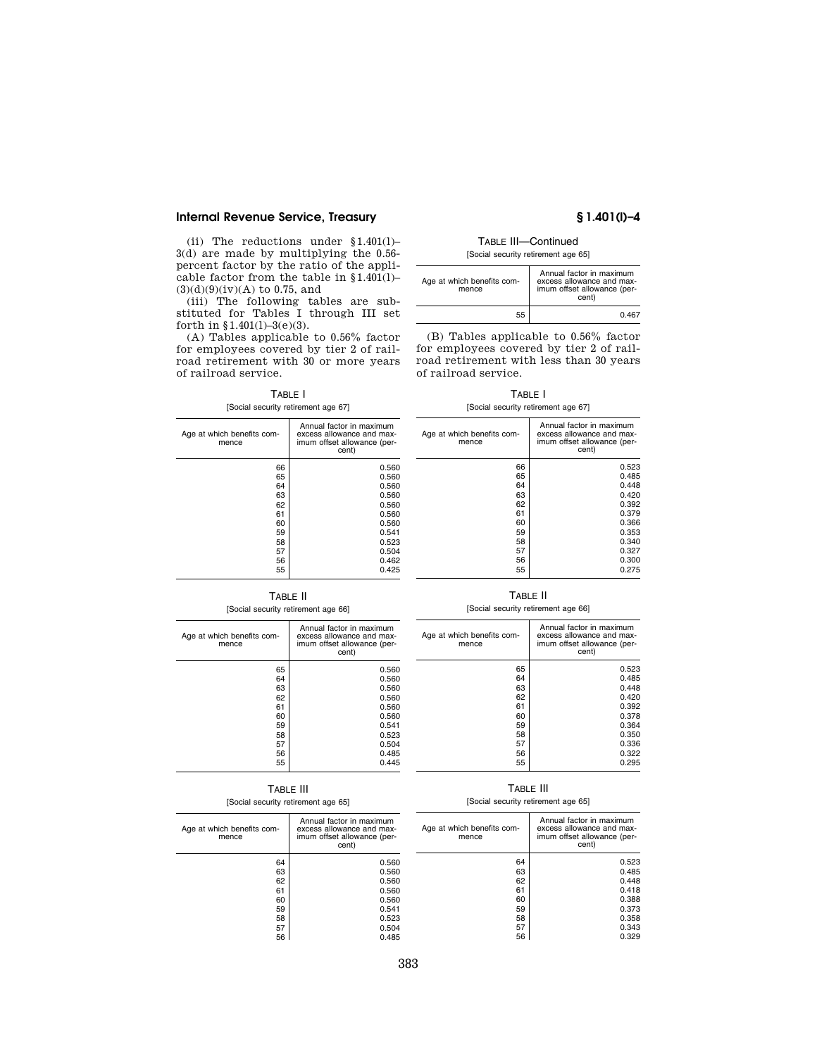(ii) The reductions under §1.401(l)–3(d) are made by multiplying the 0.56-percent factor by the ratio of the applicable factor from the table in §1.401(l)–(3)(d)(9)(iv)(A) to 0.75, and

(iii) The following tables are substituted for Tables I through III set forth in §1.401(l)–3(e)(3).

(A) Tables applicable to 0.56% factor for employees covered by tier 2 of railroad retirement with 30 or more years of railroad service.

TABLE I

[Social security retirement age 67]

| Age at which benefits commence | Annual factor in maximum excess allowance and maximum offset allowance (percent) |
|---|---|
| 66 | 0.560 |
| 65 | 0.560 |
| 64 | 0.560 |
| 63 | 0.560 |
| 62 | 0.560 |
| 61 | 0.560 |
| 60 | 0.560 |
| 59 | 0.541 |
| 58 | 0.523 |
| 57 | 0.504 |
| 56 | 0.462 |
| 55 | 0.425 |

TABLE II

[Social security retirement age 66]

| Age at which benefits commence | Annual factor in maximum excess allowance and maximum offset allowance (percent) |
|---|---|
| 65 | 0.560 |
| 64 | 0.560 |
| 63 | 0.560 |
| 62 | 0.560 |
| 61 | 0.560 |
| 60 | 0.560 |
| 59 | 0.541 |
| 58 | 0.523 |
| 57 | 0.504 |
| 56 | 0.485 |
| 55 | 0.445 |

TABLE III

[Social security retirement age 65]

| Age at which benefits commence | Annual factor in maximum excess allowance and maximum offset allowance (percent) |
|---|---|
| 64 | 0.560 |
| 63 | 0.560 |
| 62 | 0.560 |
| 61 | 0.560 |
| 60 | 0.560 |
| 59 | 0.541 |
| 58 | 0.523 |
| 57 | 0.504 |
| 56 | 0.485 |
| 55 | 0.467 |

(B) Tables applicable to 0.56% factor for employees covered by tier 2 of railroad retirement with less than 30 years of railroad service.

TABLE I

[Social security retirement age 67]

| Age at which benefits commence | Annual factor in maximum excess allowance and maximum offset allowance (percent) |
|---|---|
| 66 | 0.523 |
| 65 | 0.485 |
| 64 | 0.448 |
| 63 | 0.420 |
| 62 | 0.392 |
| 61 | 0.379 |
| 60 | 0.366 |
| 59 | 0.353 |
| 58 | 0.340 |
| 57 | 0.327 |
| 56 | 0.300 |
| 55 | 0.275 |

TABLE II

[Social security retirement age 66]

| Age at which benefits commence | Annual factor in maximum excess allowance and maximum offset allowance (percent) |
|---|---|
| 65 | 0.523 |
| 64 | 0.485 |
| 63 | 0.448 |
| 62 | 0.420 |
| 61 | 0.392 |
| 60 | 0.378 |
| 59 | 0.364 |
| 58 | 0.350 |
| 57 | 0.336 |
| 56 | 0.322 |
| 55 | 0.295 |

TABLE III

[Social security retirement age 65]

| Age at which benefits commence | Annual factor in maximum excess allowance and maximum offset allowance (percent) |
|---|---|
| 64 | 0.523 |
| 63 | 0.485 |
| 62 | 0.448 |
| 61 | 0.418 |
| 60 | 0.388 |
| 59 | 0.373 |
| 58 | 0.358 |
| 57 | 0.343 |
| 56 | 0.329 |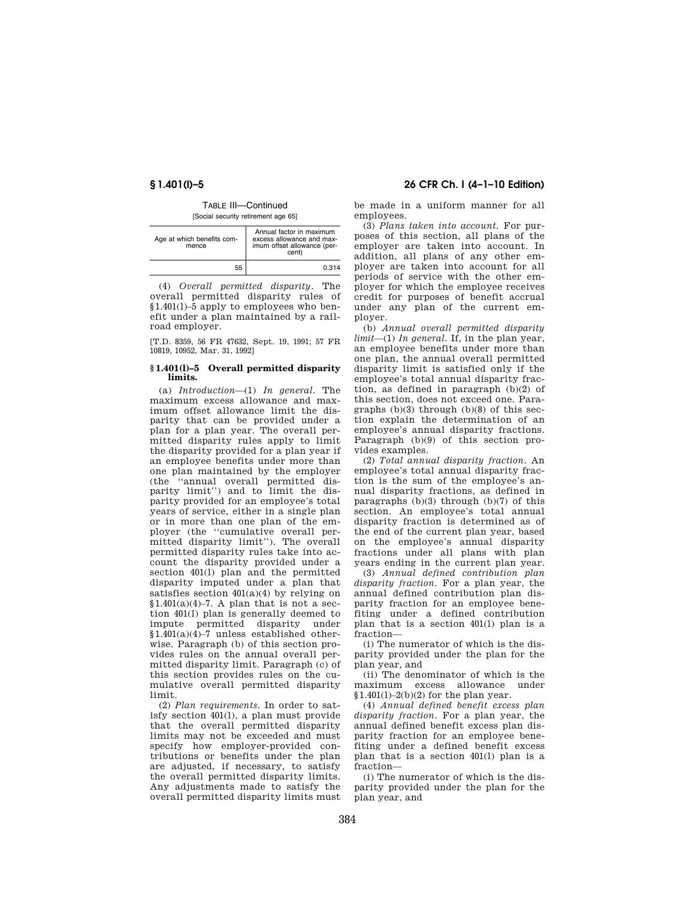TABLE III—Continued

[Social security retirement age 65]

| Age at which benefits commence | Annual factor in maximum excess allowance and maximum offset allowance (percent) |
|---|---|
| 55 | 0.314 |

(4) *Overall permitted disparity.* The overall permitted disparity rules of §1.401(l)–5 apply to employees who benefit under a plan maintained by a railroad employer.

[T.D. 8359, 56 FR 47632, Sept. 19, 1991; 57 FR 10819, 10952, Mar. 31, 1992]

## §1.401(l)–5 Overall permitted disparity limits.

(a) *Introduction*—(1) *In general.* The maximum excess allowance and maximum offset allowance limit the disparity that can be provided under a plan for a plan year. The overall permitted disparity rules apply to limit the disparity provided for a plan year if an employee benefits under more than one plan maintained by the employer (the "annual overall permitted disparity limit") and to limit the disparity provided for an employee's total years of service, either in a single plan or in more than one plan of the employer (the "cumulative overall permitted disparity limit"). The overall permitted disparity rules take into account the disparity provided under a section 401(l) plan and the permitted disparity imputed under a plan that satisfies section 401(a)(4) by relying on §1.401(a)(4)–7. A plan that is not a section 401(l) plan is generally deemed to impute permitted disparity under §1.401(a)(4)–7 unless established otherwise. Paragraph (b) of this section provides rules on the annual overall permitted disparity limit. Paragraph (c) of this section provides rules on the cumulative overall permitted disparity limit.

(2) *Plan requirements.* In order to satisfy section 401(l), a plan must provide that the overall permitted disparity limits may not be exceeded and must specify how employer-provided contributions or benefits under the plan are adjusted, if necessary, to satisfy the overall permitted disparity limits. Any adjustments made to satisfy the overall permitted disparity limits must be made in a uniform manner for all employees.

(3) *Plans taken into account.* For purposes of this section, all plans of the employer are taken into account. In addition, all plans of any other employer are taken into account for all periods of service with the other employer for which the employee receives credit for purposes of benefit accrual under any plan of the current employer.

(b) *Annual overall permitted disparity limit*—(1) *In general.* If, in the plan year, an employee benefits under more than one plan, the annual overall permitted disparity limit is satisfied only if the employee's total annual disparity fraction, as defined in paragraph (b)(2) of this section, does not exceed one. Paragraphs (b)(3) through (b)(8) of this section explain the determination of an employee's annual disparity fractions. Paragraph (b)(9) of this section provides examples.

(2) *Total annual disparity fraction.* An employee's total annual disparity fraction is the sum of the employee's annual disparity fractions, as defined in paragraphs (b)(3) through (b)(7) of this section. An employee's total annual disparity fraction is determined as of the end of the current plan year, based on the employee's annual disparity fractions under all plans with plan years ending in the current plan year.

(3) *Annual defined contribution plan disparity fraction.* For a plan year, the annual defined contribution plan disparity fraction for an employee benefiting under a defined contribution plan that is a section 401(l) plan is a fraction—

(i) The numerator of which is the disparity provided under the plan for the plan year, and

(ii) The denominator of which is the maximum excess allowance under §1.401(l)–2(b)(2) for the plan year.

(4) *Annual defined benefit excess plan disparity fraction.* For a plan year, the annual defined benefit excess plan disparity fraction for an employee benefiting under a defined benefit excess plan that is a section 401(l) plan is a fraction—

(i) The numerator of which is the disparity provided under the plan for the plan year, and